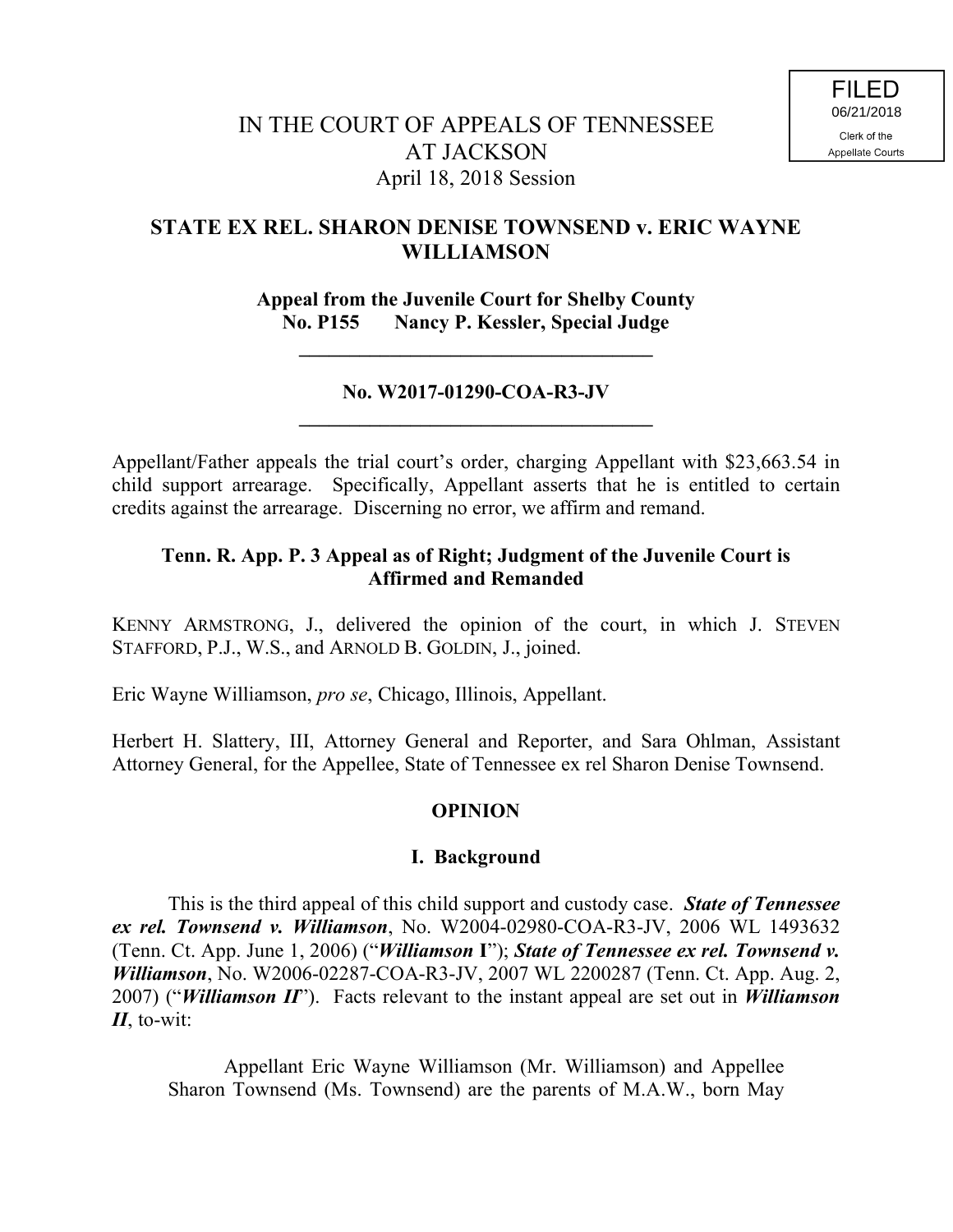FILED
06/21/2018
Clerk of the
Appellate Courts

# IN THE COURT OF APPEALS OF TENNESSEE AT JACKSON

April 18, 2018 Session

## STATE EX REL. SHARON DENISE TOWNSEND v. ERIC WAYNE WILLIAMSON

**Appeal from the Juvenile Court for Shelby County**
**No. P155 Nancy P. Kessler, Special Judge**

---

**No. W2017-01290-COA-R3-JV**

---

Appellant/Father appeals the trial court's order, charging Appellant with $23,663.54 in child support arrearage. Specifically, Appellant asserts that he is entitled to certain credits against the arrearage. Discerning no error, we affirm and remand.

**Tenn. R. App. P. 3 Appeal as of Right; Judgment of the Juvenile Court is Affirmed and Remanded**

KENNY ARMSTRONG, J., delivered the opinion of the court, in which J. STEVEN STAFFORD, P.J., W.S., and ARNOLD B. GOLDIN, J., joined.

Eric Wayne Williamson, *pro se*, Chicago, Illinois, Appellant.

Herbert H. Slattery, III, Attorney General and Reporter, and Sara Ohlman, Assistant Attorney General, for the Appellee, State of Tennessee ex rel Sharon Denise Townsend.

## OPINION

### I. Background

This is the third appeal of this child support and custody case. ***State of Tennessee ex rel. Townsend v. Williamson***, No. W2004-02980-COA-R3-JV, 2006 WL 1493632 (Tenn. Ct. App. June 1, 2006) ("***Williamson* I**"); ***State of Tennessee ex rel. Townsend v. Williamson***, No. W2006-02287-COA-R3-JV, 2007 WL 2200287 (Tenn. Ct. App. Aug. 2, 2007) ("***Williamson II***"). Facts relevant to the instant appeal are set out in ***Williamson II***, to-wit:

> Appellant Eric Wayne Williamson (Mr. Williamson) and Appellee Sharon Townsend (Ms. Townsend) are the parents of M.A.W., born May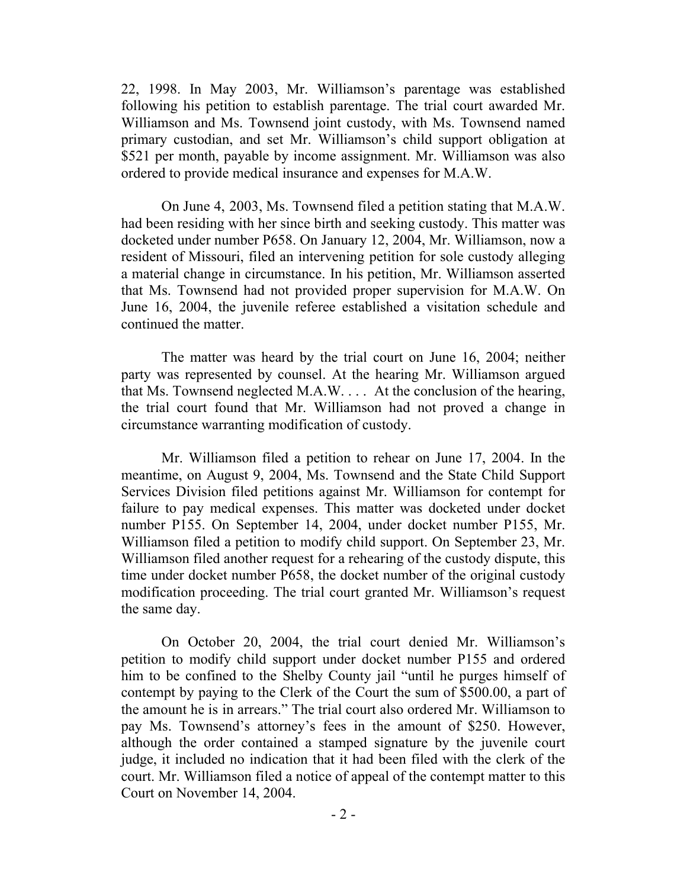22, 1998. In May 2003, Mr. Williamson's parentage was established following his petition to establish parentage. The trial court awarded Mr. Williamson and Ms. Townsend joint custody, with Ms. Townsend named primary custodian, and set Mr. Williamson's child support obligation at $521 per month, payable by income assignment. Mr. Williamson was also ordered to provide medical insurance and expenses for M.A.W.

On June 4, 2003, Ms. Townsend filed a petition stating that M.A.W. had been residing with her since birth and seeking custody. This matter was docketed under number P658. On January 12, 2004, Mr. Williamson, now a resident of Missouri, filed an intervening petition for sole custody alleging a material change in circumstance. In his petition, Mr. Williamson asserted that Ms. Townsend had not provided proper supervision for M.A.W. On June 16, 2004, the juvenile referee established a visitation schedule and continued the matter.

The matter was heard by the trial court on June 16, 2004; neither party was represented by counsel. At the hearing Mr. Williamson argued that Ms. Townsend neglected M.A.W. . . . At the conclusion of the hearing, the trial court found that Mr. Williamson had not proved a change in circumstance warranting modification of custody.

Mr. Williamson filed a petition to rehear on June 17, 2004. In the meantime, on August 9, 2004, Ms. Townsend and the State Child Support Services Division filed petitions against Mr. Williamson for contempt for failure to pay medical expenses. This matter was docketed under docket number P155. On September 14, 2004, under docket number P155, Mr. Williamson filed a petition to modify child support. On September 23, Mr. Williamson filed another request for a rehearing of the custody dispute, this time under docket number P658, the docket number of the original custody modification proceeding. The trial court granted Mr. Williamson's request the same day.

On October 20, 2004, the trial court denied Mr. Williamson's petition to modify child support under docket number P155 and ordered him to be confined to the Shelby County jail "until he purges himself of contempt by paying to the Clerk of the Court the sum of $500.00, a part of the amount he is in arrears." The trial court also ordered Mr. Williamson to pay Ms. Townsend's attorney's fees in the amount of $250. However, although the order contained a stamped signature by the juvenile court judge, it included no indication that it had been filed with the clerk of the court. Mr. Williamson filed a notice of appeal of the contempt matter to this Court on November 14, 2004.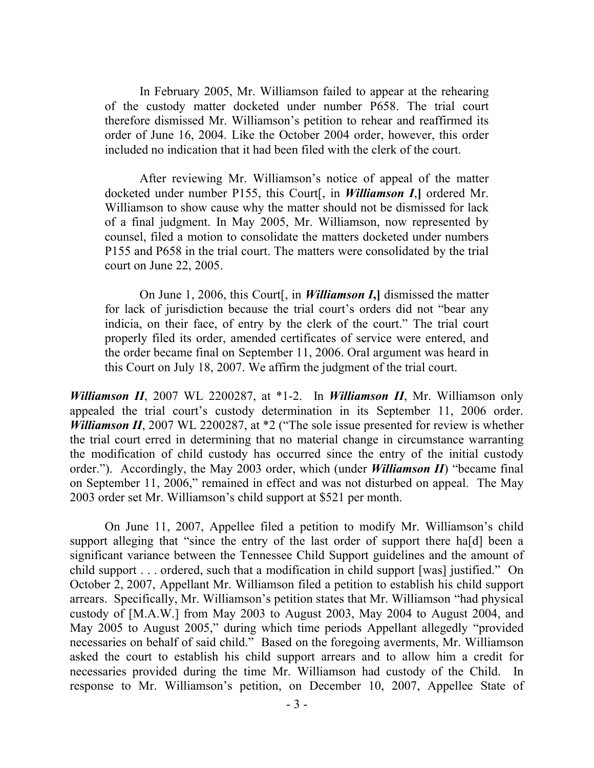> In February 2005, Mr. Williamson failed to appear at the rehearing of the custody matter docketed under number P658. The trial court therefore dismissed Mr. Williamson's petition to rehear and reaffirmed its order of June 16, 2004. Like the October 2004 order, however, this order included no indication that it had been filed with the clerk of the court.
>
> After reviewing Mr. Williamson's notice of appeal of the matter docketed under number P155, this Court[, in ***Williamson I*,]** ordered Mr. Williamson to show cause why the matter should not be dismissed for lack of a final judgment. In May 2005, Mr. Williamson, now represented by counsel, filed a motion to consolidate the matters docketed under numbers P155 and P658 in the trial court. The matters were consolidated by the trial court on June 22, 2005.
>
> On June 1, 2006, this Court[, in ***Williamson I*,]** dismissed the matter for lack of jurisdiction because the trial court's orders did not "bear any indicia, on their face, of entry by the clerk of the court." The trial court properly filed its order, amended certificates of service were entered, and the order became final on September 11, 2006. Oral argument was heard in this Court on July 18, 2007. We affirm the judgment of the trial court.

***Williamson II***, 2007 WL 2200287, at *1-2. In ***Williamson II***, Mr. Williamson only appealed the trial court's custody determination in its September 11, 2006 order. ***Williamson II***, 2007 WL 2200287, at *2 ("The sole issue presented for review is whether the trial court erred in determining that no material change in circumstance warranting the modification of child custody has occurred since the entry of the initial custody order."). Accordingly, the May 2003 order, which (under ***Williamson II***) "became final on September 11, 2006," remained in effect and was not disturbed on appeal. The May 2003 order set Mr. Williamson's child support at $521 per month.

On June 11, 2007, Appellee filed a petition to modify Mr. Williamson's child support alleging that "since the entry of the last order of support there ha[d] been a significant variance between the Tennessee Child Support guidelines and the amount of child support . . . ordered, such that a modification in child support [was] justified." On October 2, 2007, Appellant Mr. Williamson filed a petition to establish his child support arrears. Specifically, Mr. Williamson's petition states that Mr. Williamson "had physical custody of [M.A.W.] from May 2003 to August 2003, May 2004 to August 2004, and May 2005 to August 2005," during which time periods Appellant allegedly "provided necessaries on behalf of said child." Based on the foregoing averments, Mr. Williamson asked the court to establish his child support arrears and to allow him a credit for necessaries provided during the time Mr. Williamson had custody of the Child. In response to Mr. Williamson's petition, on December 10, 2007, Appellee State of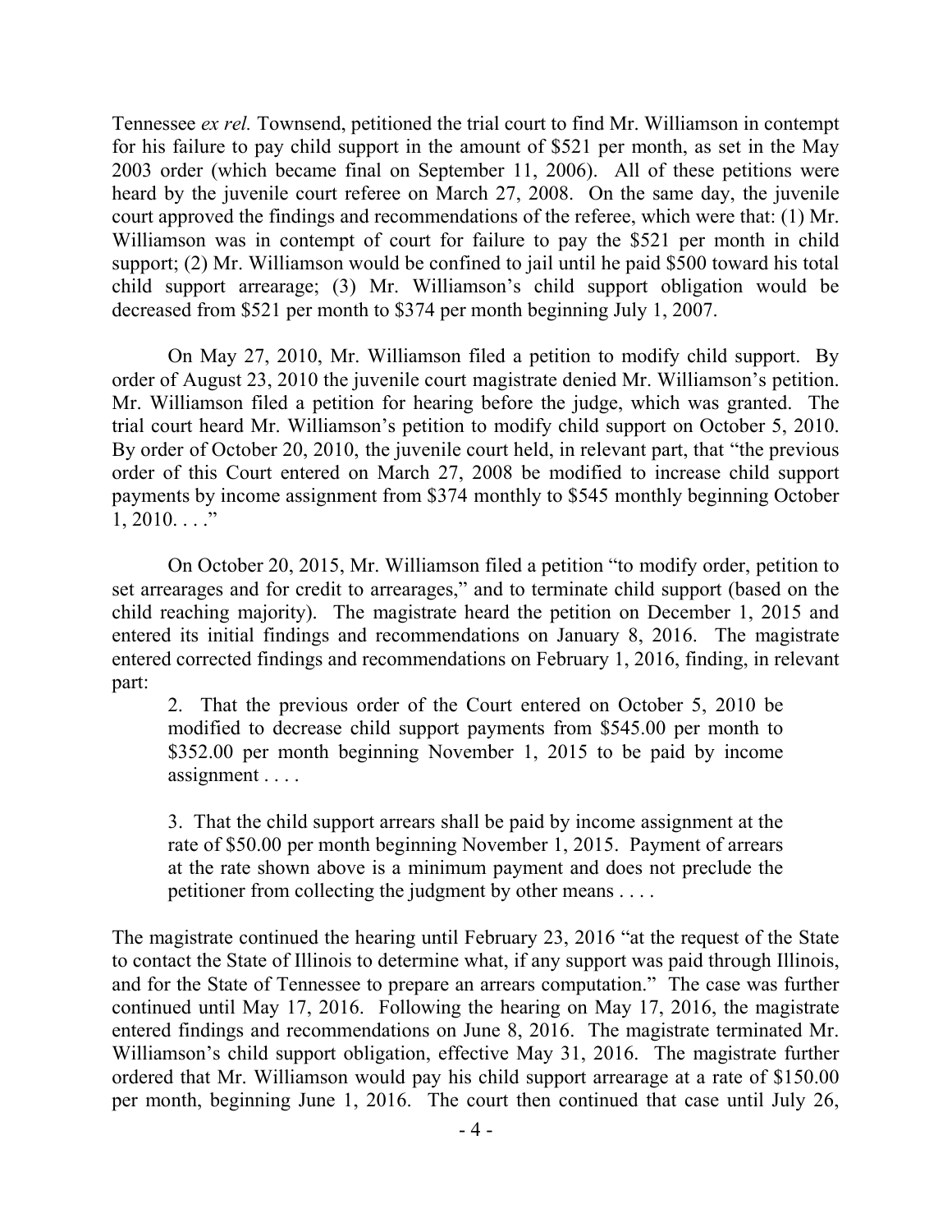Tennessee *ex rel.* Townsend, petitioned the trial court to find Mr. Williamson in contempt for his failure to pay child support in the amount of $521 per month, as set in the May 2003 order (which became final on September 11, 2006). All of these petitions were heard by the juvenile court referee on March 27, 2008. On the same day, the juvenile court approved the findings and recommendations of the referee, which were that: (1) Mr. Williamson was in contempt of court for failure to pay the $521 per month in child support; (2) Mr. Williamson would be confined to jail until he paid $500 toward his total child support arrearage; (3) Mr. Williamson's child support obligation would be decreased from $521 per month to $374 per month beginning July 1, 2007.

On May 27, 2010, Mr. Williamson filed a petition to modify child support. By order of August 23, 2010 the juvenile court magistrate denied Mr. Williamson's petition. Mr. Williamson filed a petition for hearing before the judge, which was granted. The trial court heard Mr. Williamson's petition to modify child support on October 5, 2010. By order of October 20, 2010, the juvenile court held, in relevant part, that "the previous order of this Court entered on March 27, 2008 be modified to increase child support payments by income assignment from $374 monthly to $545 monthly beginning October 1, 2010. . . ."

On October 20, 2015, Mr. Williamson filed a petition "to modify order, petition to set arrearages and for credit to arrearages," and to terminate child support (based on the child reaching majority). The magistrate heard the petition on December 1, 2015 and entered its initial findings and recommendations on January 8, 2016. The magistrate entered corrected findings and recommendations on February 1, 2016, finding, in relevant part:

> 2. That the previous order of the Court entered on October 5, 2010 be modified to decrease child support payments from $545.00 per month to $352.00 per month beginning November 1, 2015 to be paid by income assignment . . . .
>
> 3. That the child support arrears shall be paid by income assignment at the rate of $50.00 per month beginning November 1, 2015. Payment of arrears at the rate shown above is a minimum payment and does not preclude the petitioner from collecting the judgment by other means . . . .

The magistrate continued the hearing until February 23, 2016 "at the request of the State to contact the State of Illinois to determine what, if any support was paid through Illinois, and for the State of Tennessee to prepare an arrears computation." The case was further continued until May 17, 2016. Following the hearing on May 17, 2016, the magistrate entered findings and recommendations on June 8, 2016. The magistrate terminated Mr. Williamson's child support obligation, effective May 31, 2016. The magistrate further ordered that Mr. Williamson would pay his child support arrearage at a rate of $150.00 per month, beginning June 1, 2016. The court then continued that case until July 26,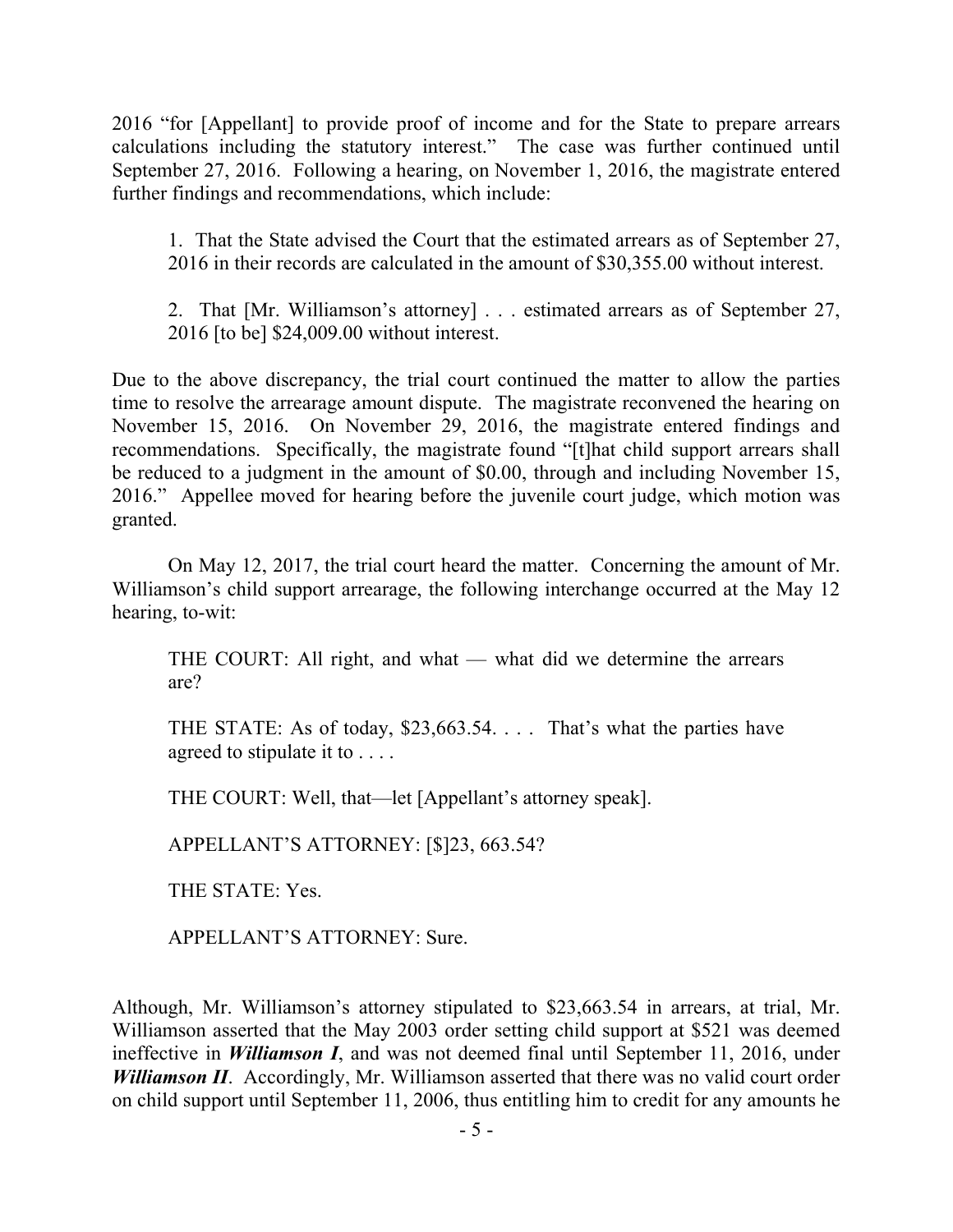2016 "for [Appellant] to provide proof of income and for the State to prepare arrears calculations including the statutory interest." The case was further continued until September 27, 2016. Following a hearing, on November 1, 2016, the magistrate entered further findings and recommendations, which include:

> 1. That the State advised the Court that the estimated arrears as of September 27, 2016 in their records are calculated in the amount of $30,355.00 without interest.
>
> 2. That [Mr. Williamson's attorney] . . . estimated arrears as of September 27, 2016 [to be] $24,009.00 without interest.

Due to the above discrepancy, the trial court continued the matter to allow the parties time to resolve the arrearage amount dispute. The magistrate reconvened the hearing on November 15, 2016. On November 29, 2016, the magistrate entered findings and recommendations. Specifically, the magistrate found "[t]hat child support arrears shall be reduced to a judgment in the amount of $0.00, through and including November 15, 2016." Appellee moved for hearing before the juvenile court judge, which motion was granted.

On May 12, 2017, the trial court heard the matter. Concerning the amount of Mr. Williamson's child support arrearage, the following interchange occurred at the May 12 hearing, to-wit:

> THE COURT: All right, and what — what did we determine the arrears are?
>
> THE STATE: As of today, $23,663.54. . . . That's what the parties have agreed to stipulate it to . . . .
>
> THE COURT: Well, that—let [Appellant's attorney speak].
>
> APPELLANT'S ATTORNEY: [$]23, 663.54?
>
> THE STATE: Yes.
>
> APPELLANT'S ATTORNEY: Sure.

Although, Mr. Williamson's attorney stipulated to $23,663.54 in arrears, at trial, Mr. Williamson asserted that the May 2003 order setting child support at $521 was deemed ineffective in ***Williamson I***, and was not deemed final until September 11, 2016, under ***Williamson II***. Accordingly, Mr. Williamson asserted that there was no valid court order on child support until September 11, 2006, thus entitling him to credit for any amounts he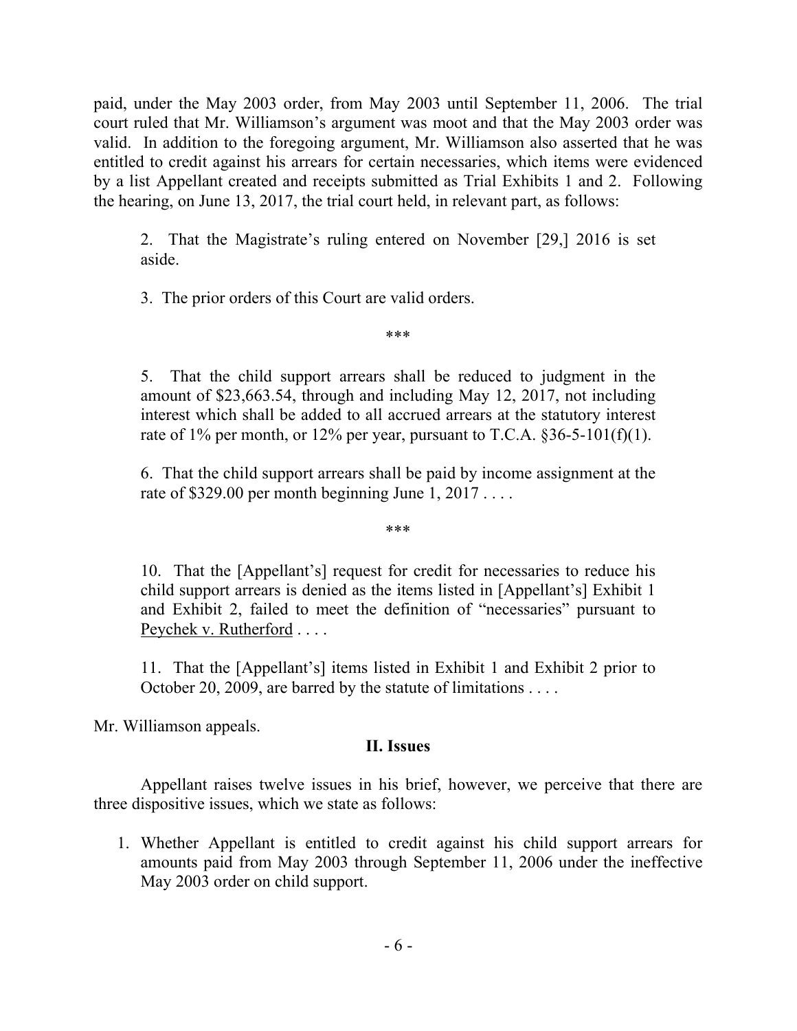paid, under the May 2003 order, from May 2003 until September 11, 2006. The trial court ruled that Mr. Williamson's argument was moot and that the May 2003 order was valid. In addition to the foregoing argument, Mr. Williamson also asserted that he was entitled to credit against his arrears for certain necessaries, which items were evidenced by a list Appellant created and receipts submitted as Trial Exhibits 1 and 2. Following the hearing, on June 13, 2017, the trial court held, in relevant part, as follows:

> 2. That the Magistrate's ruling entered on November [29,] 2016 is set aside.
>
> 3. The prior orders of this Court are valid orders.
>
> \*\*\*
>
> 5. That the child support arrears shall be reduced to judgment in the amount of $23,663.54, through and including May 12, 2017, not including interest which shall be added to all accrued arrears at the statutory interest rate of 1% per month, or 12% per year, pursuant to T.C.A. §36-5-101(f)(1).
>
> 6. That the child support arrears shall be paid by income assignment at the rate of $329.00 per month beginning June 1, 2017 . . . .
>
> \*\*\*
>
> 10. That the [Appellant's] request for credit for necessaries to reduce his child support arrears is denied as the items listed in [Appellant's] Exhibit 1 and Exhibit 2, failed to meet the definition of "necessaries" pursuant to <u>Peychek v. Rutherford</u> . . . .
>
> 11. That the [Appellant's] items listed in Exhibit 1 and Exhibit 2 prior to October 20, 2009, are barred by the statute of limitations . . . .

Mr. Williamson appeals.

## II. Issues

Appellant raises twelve issues in his brief, however, we perceive that there are three dispositive issues, which we state as follows:

1. Whether Appellant is entitled to credit against his child support arrears for amounts paid from May 2003 through September 11, 2006 under the ineffective May 2003 order on child support.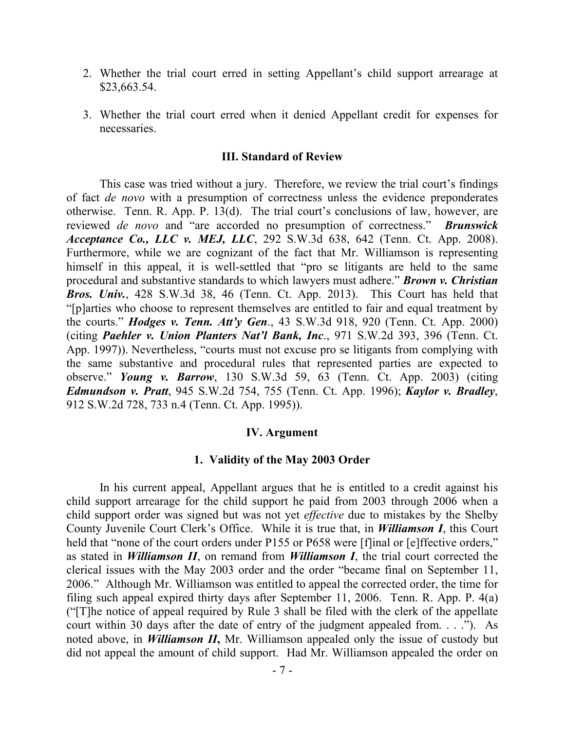2. Whether the trial court erred in setting Appellant's child support arrearage at $23,663.54.

3. Whether the trial court erred when it denied Appellant credit for expenses for necessaries.

### III. Standard of Review

This case was tried without a jury. Therefore, we review the trial court's findings of fact *de novo* with a presumption of correctness unless the evidence preponderates otherwise. Tenn. R. App. P. 13(d). The trial court's conclusions of law, however, are reviewed *de novo* and "are accorded no presumption of correctness." ***Brunswick Acceptance Co., LLC v. MEJ, LLC***, 292 S.W.3d 638, 642 (Tenn. Ct. App. 2008). Furthermore, while we are cognizant of the fact that Mr. Williamson is representing himself in this appeal, it is well-settled that "pro se litigants are held to the same procedural and substantive standards to which lawyers must adhere." ***Brown v. Christian Bros. Univ.***, 428 S.W.3d 38, 46 (Tenn. Ct. App. 2013). This Court has held that "[p]arties who choose to represent themselves are entitled to fair and equal treatment by the courts." ***Hodges v. Tenn. Att'y Gen***., 43 S.W.3d 918, 920 (Tenn. Ct. App. 2000) (citing ***Paehler v. Union Planters Nat'l Bank, Inc***., 971 S.W.2d 393, 396 (Tenn. Ct. App. 1997)). Nevertheless, "courts must not excuse pro se litigants from complying with the same substantive and procedural rules that represented parties are expected to observe." ***Young v. Barrow***, 130 S.W.3d 59, 63 (Tenn. Ct. App. 2003) (citing ***Edmundson v. Pratt***, 945 S.W.2d 754, 755 (Tenn. Ct. App. 1996); ***Kaylor v. Bradley***, 912 S.W.2d 728, 733 n.4 (Tenn. Ct. App. 1995)).

### IV. Argument

#### 1. Validity of the May 2003 Order

In his current appeal, Appellant argues that he is entitled to a credit against his child support arrearage for the child support he paid from 2003 through 2006 when a child support order was signed but was not yet *effective* due to mistakes by the Shelby County Juvenile Court Clerk's Office. While it is true that, in ***Williamson I***, this Court held that "none of the court orders under P155 or P658 were [f]inal or [e]ffective orders," as stated in ***Williamson II***, on remand from ***Williamson I***, the trial court corrected the clerical issues with the May 2003 order and the order "became final on September 11, 2006." Although Mr. Williamson was entitled to appeal the corrected order, the time for filing such appeal expired thirty days after September 11, 2006. Tenn. R. App. P. 4(a) ("[T]he notice of appeal required by Rule 3 shall be filed with the clerk of the appellate court within 30 days after the date of entry of the judgment appealed from. . . ."). As noted above, in ***Williamson II***, Mr. Williamson appealed only the issue of custody but did not appeal the amount of child support. Had Mr. Williamson appealed the order on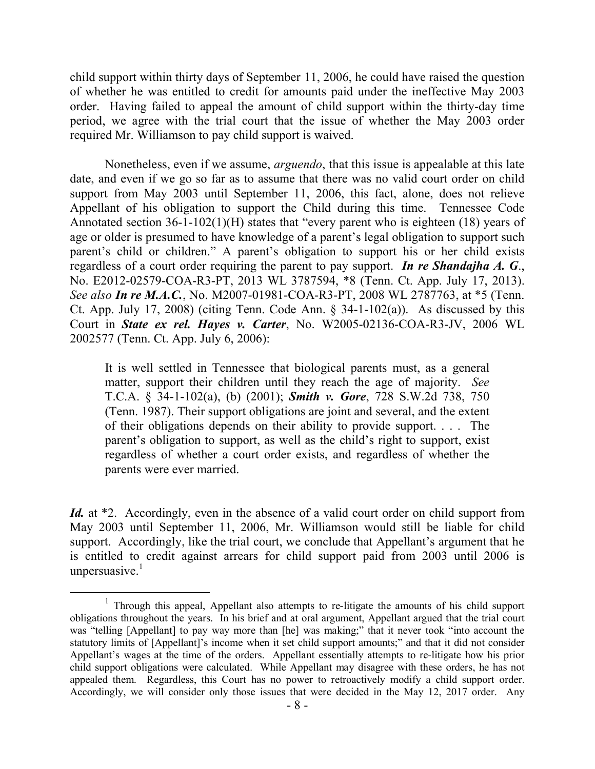child support within thirty days of September 11, 2006, he could have raised the question of whether he was entitled to credit for amounts paid under the ineffective May 2003 order. Having failed to appeal the amount of child support within the thirty-day time period, we agree with the trial court that the issue of whether the May 2003 order required Mr. Williamson to pay child support is waived.

Nonetheless, even if we assume, *arguendo*, that this issue is appealable at this late date, and even if we go so far as to assume that there was no valid court order on child support from May 2003 until September 11, 2006, this fact, alone, does not relieve Appellant of his obligation to support the Child during this time. Tennessee Code Annotated section 36-1-102(1)(H) states that "every parent who is eighteen (18) years of age or older is presumed to have knowledge of a parent's legal obligation to support such parent's child or children." A parent's obligation to support his or her child exists regardless of a court order requiring the parent to pay support. ***In re Shandajha A. G.***, No. E2012-02579-COA-R3-PT, 2013 WL 3787594, *8 (Tenn. Ct. App. July 17, 2013). *See also* ***In re M.A.C.***, No. M2007-01981-COA-R3-PT, 2008 WL 2787763, at *5 (Tenn. Ct. App. July 17, 2008) (citing Tenn. Code Ann. § 34-1-102(a)). As discussed by this Court in ***State ex rel. Hayes v. Carter***, No. W2005-02136-COA-R3-JV, 2006 WL 2002577 (Tenn. Ct. App. July 6, 2006):

> It is well settled in Tennessee that biological parents must, as a general matter, support their children until they reach the age of majority. *See* T.C.A. § 34-1-102(a), (b) (2001); ***Smith v. Gore***, 728 S.W.2d 738, 750 (Tenn. 1987). Their support obligations are joint and several, and the extent of their obligations depends on their ability to provide support. . . . The parent's obligation to support, as well as the child's right to support, exist regardless of whether a court order exists, and regardless of whether the parents were ever married.

***Id.*** at *2. Accordingly, even in the absence of a valid court order on child support from May 2003 until September 11, 2006, Mr. Williamson would still be liable for child support. Accordingly, like the trial court, we conclude that Appellant's argument that he is entitled to credit against arrears for child support paid from 2003 until 2006 is unpersuasive.[1]

---

[1] Through this appeal, Appellant also attempts to re-litigate the amounts of his child support obligations throughout the years. In his brief and at oral argument, Appellant argued that the trial court was "telling [Appellant] to pay way more than [he] was making;" that it never took "into account the statutory limits of [Appellant]'s income when it set child support amounts;" and that it did not consider Appellant's wages at the time of the orders. Appellant essentially attempts to re-litigate how his prior child support obligations were calculated. While Appellant may disagree with these orders, he has not appealed them. Regardless, this Court has no power to retroactively modify a child support order. Accordingly, we will consider only those issues that were decided in the May 12, 2017 order. Any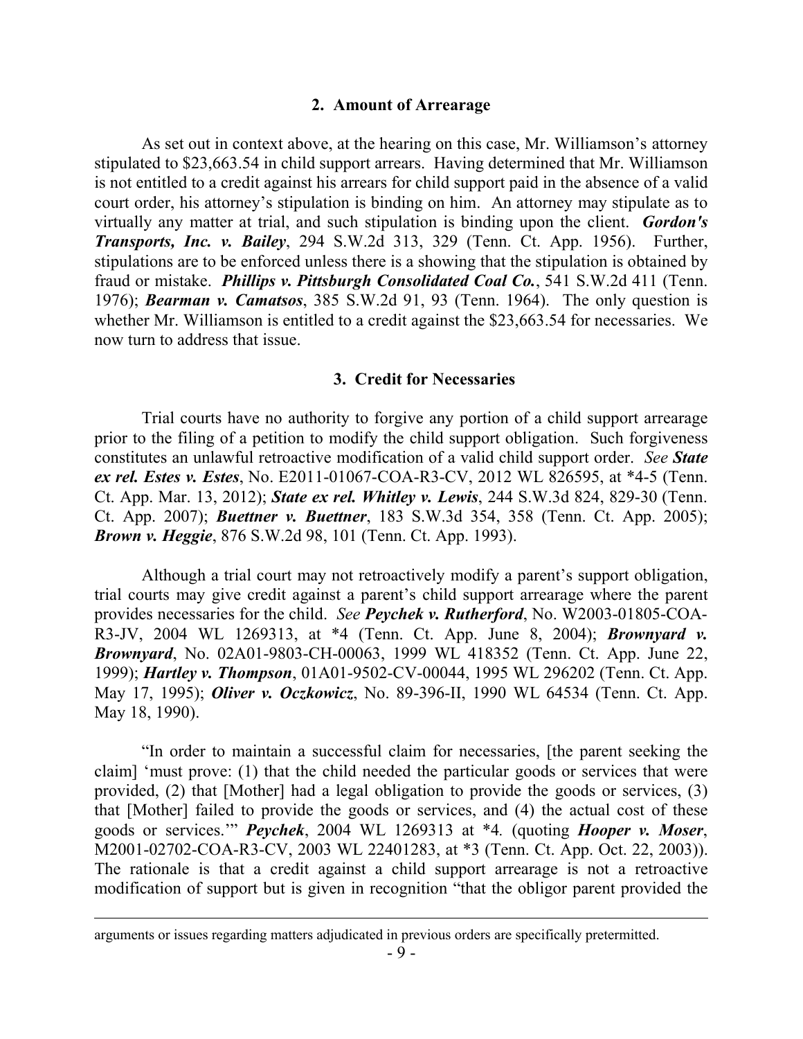### 2. Amount of Arrearage

As set out in context above, at the hearing on this case, Mr. Williamson's attorney stipulated to $23,663.54 in child support arrears. Having determined that Mr. Williamson is not entitled to a credit against his arrears for child support paid in the absence of a valid court order, his attorney's stipulation is binding on him. An attorney may stipulate as to virtually any matter at trial, and such stipulation is binding upon the client. ***Gordon's Transports, Inc. v. Bailey***, 294 S.W.2d 313, 329 (Tenn. Ct. App. 1956). Further, stipulations are to be enforced unless there is a showing that the stipulation is obtained by fraud or mistake. ***Phillips v. Pittsburgh Consolidated Coal Co.***, 541 S.W.2d 411 (Tenn. 1976); ***Bearman v. Camatsos***, 385 S.W.2d 91, 93 (Tenn. 1964). The only question is whether Mr. Williamson is entitled to a credit against the $23,663.54 for necessaries. We now turn to address that issue.

### 3. Credit for Necessaries

Trial courts have no authority to forgive any portion of a child support arrearage prior to the filing of a petition to modify the child support obligation. Such forgiveness constitutes an unlawful retroactive modification of a valid child support order. *See* ***State ex rel. Estes v. Estes***, No. E2011-01067-COA-R3-CV, 2012 WL 826595, at *4-5 (Tenn. Ct. App. Mar. 13, 2012); ***State ex rel. Whitley v. Lewis***, 244 S.W.3d 824, 829-30 (Tenn. Ct. App. 2007); ***Buettner v. Buettner***, 183 S.W.3d 354, 358 (Tenn. Ct. App. 2005); ***Brown v. Heggie***, 876 S.W.2d 98, 101 (Tenn. Ct. App. 1993).

Although a trial court may not retroactively modify a parent's support obligation, trial courts may give credit against a parent's child support arrearage where the parent provides necessaries for the child. *See* ***Peychek v. Rutherford***, No. W2003-01805-COA-R3-JV, 2004 WL 1269313, at *4 (Tenn. Ct. App. June 8, 2004); ***Brownyard v. Brownyard***, No. 02A01-9803-CH-00063, 1999 WL 418352 (Tenn. Ct. App. June 22, 1999); ***Hartley v. Thompson***, 01A01-9502-CV-00044, 1995 WL 296202 (Tenn. Ct. App. May 17, 1995); ***Oliver v. Oczkowicz***, No. 89-396-II, 1990 WL 64534 (Tenn. Ct. App. May 18, 1990).

"In order to maintain a successful claim for necessaries, [the parent seeking the claim] 'must prove: (1) that the child needed the particular goods or services that were provided, (2) that [Mother] had a legal obligation to provide the goods or services, (3) that [Mother] failed to provide the goods or services, and (4) the actual cost of these goods or services.'" ***Peychek***, 2004 WL 1269313 at *4*.* (quoting ***Hooper v. Moser***, M2001-02702-COA-R3-CV, 2003 WL 22401283, at *3 (Tenn. Ct. App. Oct. 22, 2003)). The rationale is that a credit against a child support arrearage is not a retroactive modification of support but is given in recognition "that the obligor parent provided the

---

arguments or issues regarding matters adjudicated in previous orders are specifically pretermitted.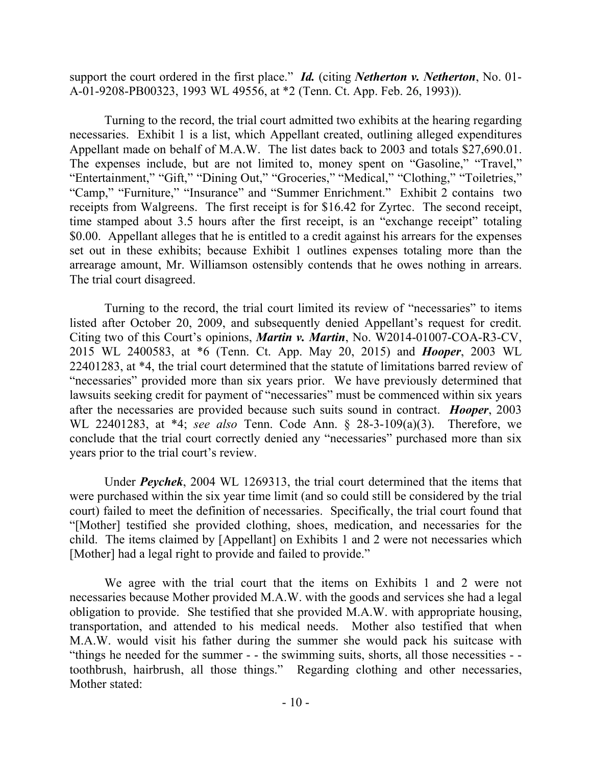support the court ordered in the first place." ***Id.*** (citing ***Netherton v. Netherton***, No. 01-A-01-9208-PB00323, 1993 WL 49556, at *2 (Tenn. Ct. App. Feb. 26, 1993)).

Turning to the record, the trial court admitted two exhibits at the hearing regarding necessaries. Exhibit 1 is a list, which Appellant created, outlining alleged expenditures Appellant made on behalf of M.A.W. The list dates back to 2003 and totals $27,690.01. The expenses include, but are not limited to, money spent on "Gasoline," "Travel," "Entertainment," "Gift," "Dining Out," "Groceries," "Medical," "Clothing," "Toiletries," "Camp," "Furniture," "Insurance" and "Summer Enrichment." Exhibit 2 contains two receipts from Walgreens. The first receipt is for $16.42 for Zyrtec. The second receipt, time stamped about 3.5 hours after the first receipt, is an "exchange receipt" totaling $0.00. Appellant alleges that he is entitled to a credit against his arrears for the expenses set out in these exhibits; because Exhibit 1 outlines expenses totaling more than the arrearage amount, Mr. Williamson ostensibly contends that he owes nothing in arrears. The trial court disagreed.

Turning to the record, the trial court limited its review of "necessaries" to items listed after October 20, 2009, and subsequently denied Appellant's request for credit. Citing two of this Court's opinions, ***Martin v. Martin***, No. W2014-01007-COA-R3-CV, 2015 WL 2400583, at *6 (Tenn. Ct. App. May 20, 2015) and ***Hooper***, 2003 WL 22401283, at *4, the trial court determined that the statute of limitations barred review of "necessaries" provided more than six years prior. We have previously determined that lawsuits seeking credit for payment of "necessaries" must be commenced within six years after the necessaries are provided because such suits sound in contract. ***Hooper***, 2003 WL 22401283, at *4; *see also* Tenn. Code Ann. § 28-3-109(a)(3). Therefore, we conclude that the trial court correctly denied any "necessaries" purchased more than six years prior to the trial court's review.

Under ***Peychek***, 2004 WL 1269313, the trial court determined that the items that were purchased within the six year time limit (and so could still be considered by the trial court) failed to meet the definition of necessaries. Specifically, the trial court found that "[Mother] testified she provided clothing, shoes, medication, and necessaries for the child. The items claimed by [Appellant] on Exhibits 1 and 2 were not necessaries which [Mother] had a legal right to provide and failed to provide."

We agree with the trial court that the items on Exhibits 1 and 2 were not necessaries because Mother provided M.A.W. with the goods and services she had a legal obligation to provide. She testified that she provided M.A.W. with appropriate housing, transportation, and attended to his medical needs. Mother also testified that when M.A.W. would visit his father during the summer she would pack his suitcase with "things he needed for the summer - - the swimming suits, shorts, all those necessities - - toothbrush, hairbrush, all those things." Regarding clothing and other necessaries, Mother stated: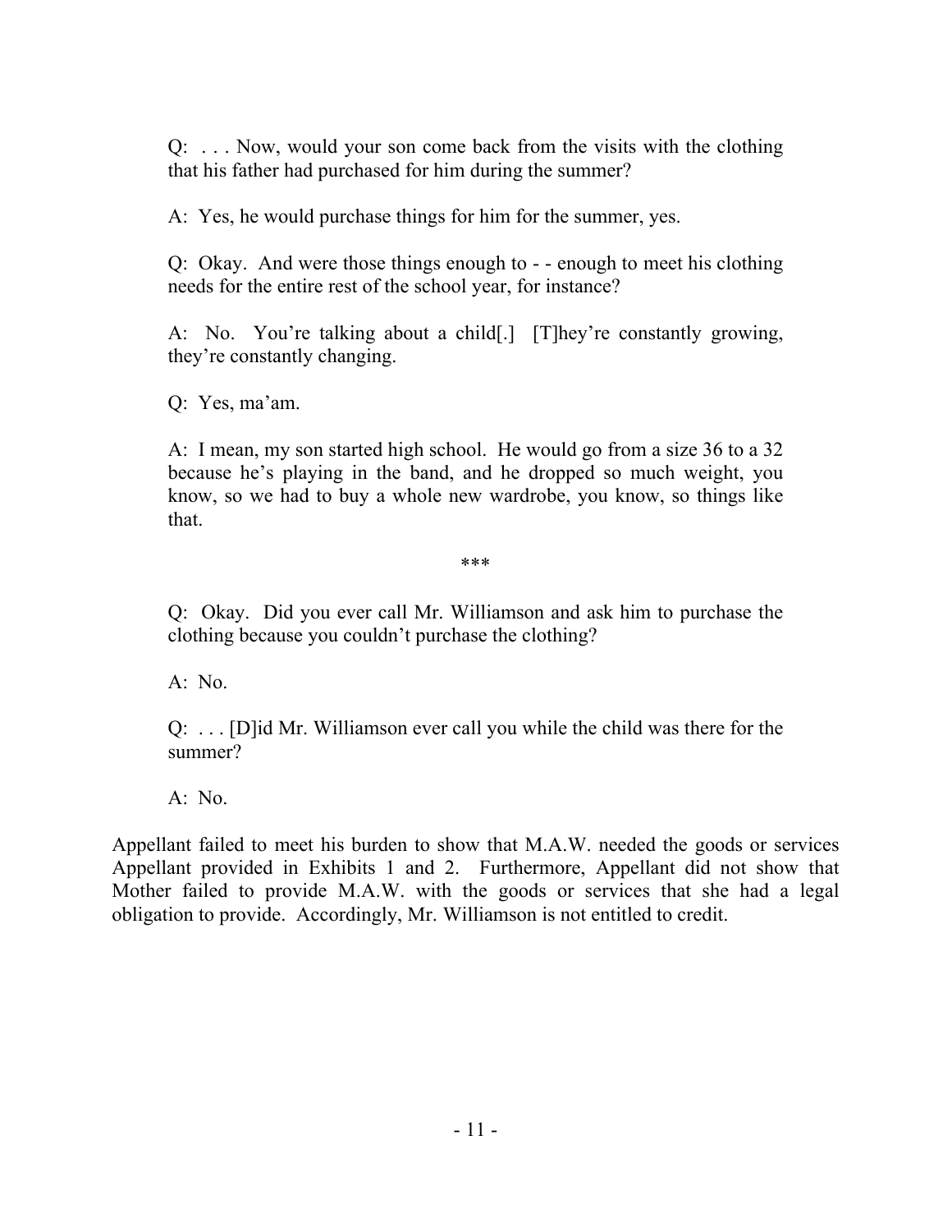Q: . . . Now, would your son come back from the visits with the clothing that his father had purchased for him during the summer?

A: Yes, he would purchase things for him for the summer, yes.

Q: Okay. And were those things enough to - - enough to meet his clothing needs for the entire rest of the school year, for instance?

A: No. You're talking about a child[.] [T]hey're constantly growing, they're constantly changing.

Q: Yes, ma'am.

A: I mean, my son started high school. He would go from a size 36 to a 32 because he's playing in the band, and he dropped so much weight, you know, so we had to buy a whole new wardrobe, you know, so things like that.

\*\*\*

Q: Okay. Did you ever call Mr. Williamson and ask him to purchase the clothing because you couldn't purchase the clothing?

A: No.

Q: . . . [D]id Mr. Williamson ever call you while the child was there for the summer?

A: No.

Appellant failed to meet his burden to show that M.A.W. needed the goods or services Appellant provided in Exhibits 1 and 2. Furthermore, Appellant did not show that Mother failed to provide M.A.W. with the goods or services that she had a legal obligation to provide. Accordingly, Mr. Williamson is not entitled to credit.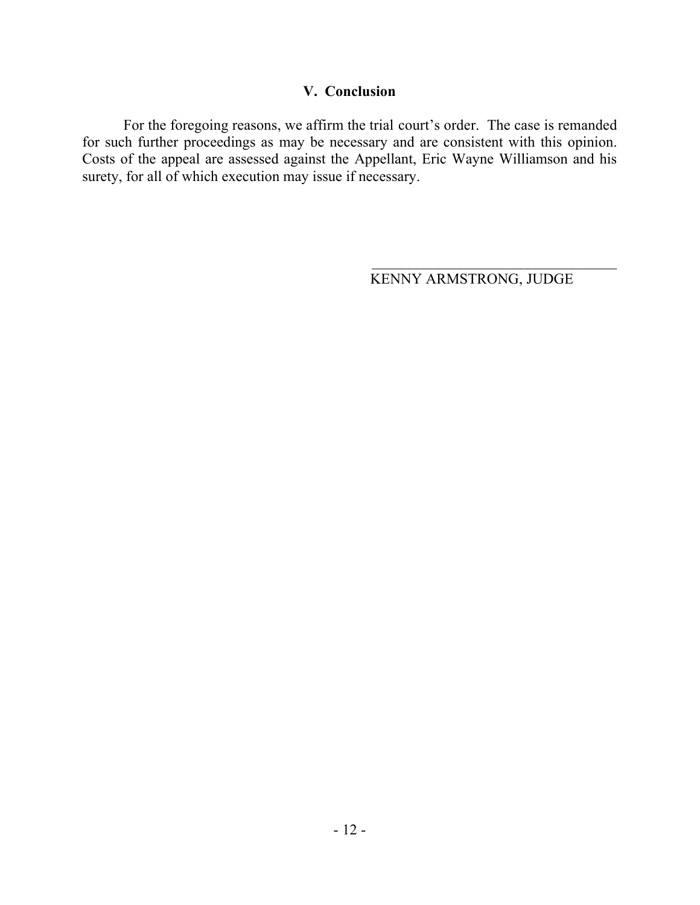## V. Conclusion

For the foregoing reasons, we affirm the trial court's order. The case is remanded for such further proceedings as may be necessary and are consistent with this opinion. Costs of the appeal are assessed against the Appellant, Eric Wayne Williamson and his surety, for all of which execution may issue if necessary.

\_\_\_\_\_\_\_\_\_\_\_\_\_\_\_\_\_\_\_\_\_\_\_\_\_\_\_\_\_\_\_\_\_\_\_

KENNY ARMSTRONG, JUDGE